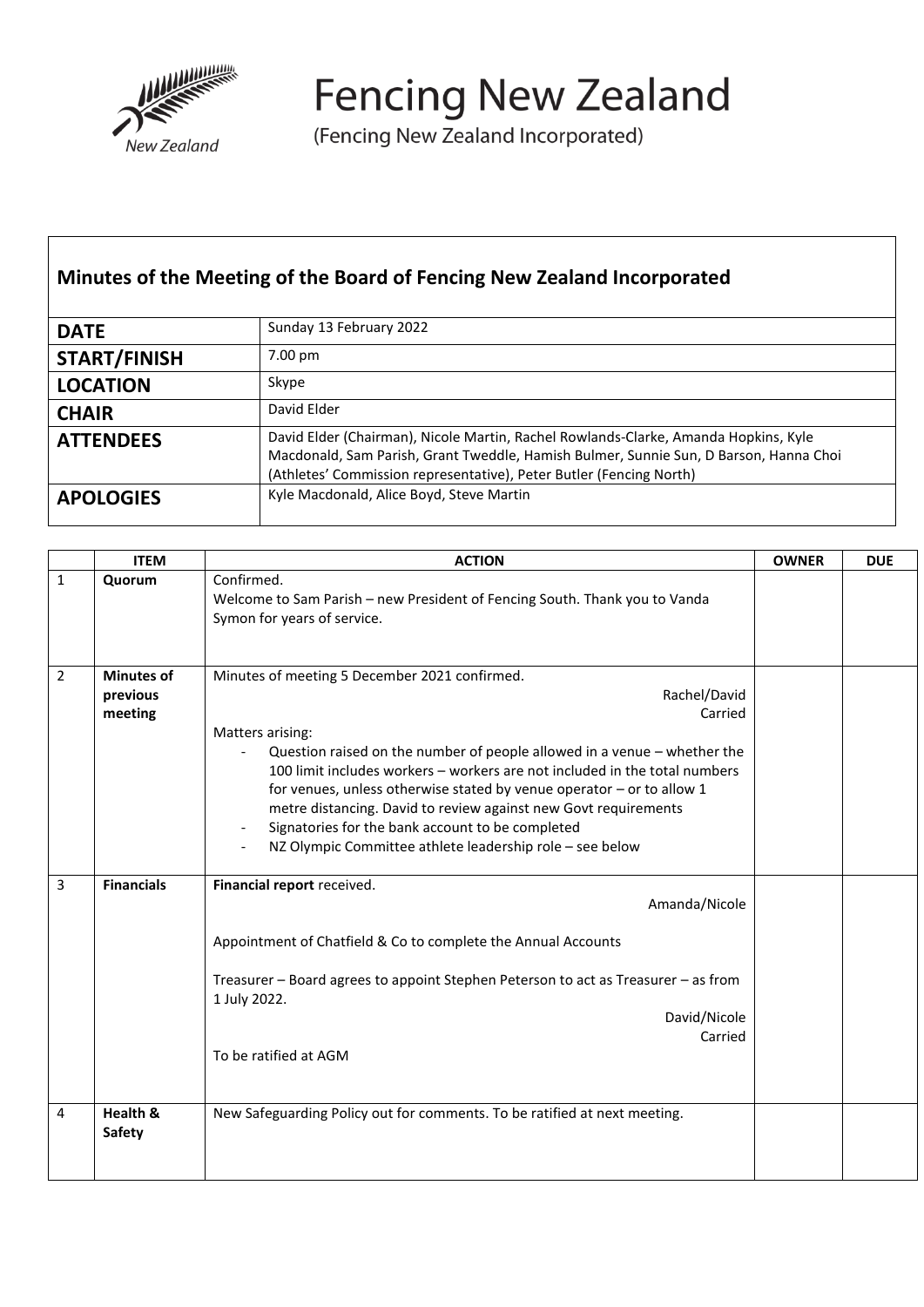# Fencing New Zealand

(Fencing New Zealand Incorporated)

## Minutes of the Meeting of the Board of Fencing New Zealand Incorporated

| | |
|---|---|
| **DATE** | Sunday 13 February 2022 |
| **START/FINISH** | 7.00 pm |
| **LOCATION** | Skype |
| **CHAIR** | David Elder |
| **ATTENDEES** | David Elder (Chairman), Nicole Martin, Rachel Rowlands-Clarke, Amanda Hopkins, Kyle Macdonald, Sam Parish, Grant Tweddle, Hamish Bulmer, Sunnie Sun, D Barson, Hanna Choi (Athletes' Commission representative), Peter Butler (Fencing North) |
| **APOLOGIES** | Kyle Macdonald, Alice Boyd, Steve Martin |

| | ITEM | ACTION | OWNER | DUE |
|---|---|---|---|---|
| 1 | **Quorum** | Confirmed.<br>Welcome to Sam Parish – new President of Fencing South. Thank you to Vanda Symon for years of service. | | |
| 2 | **Minutes of previous meeting** | Minutes of meeting 5 December 2021 confirmed.<br>Rachel/David<br>Carried<br>Matters arising:<br>- Question raised on the number of people allowed in a venue – whether the 100 limit includes workers – workers are not included in the total numbers for venues, unless otherwise stated by venue operator – or to allow 1 metre distancing. David to review against new Govt requirements<br>- Signatories for the bank account to be completed<br>- NZ Olympic Committee athlete leadership role – see below | | |
| 3 | **Financials** | **Financial report** received.<br>Amanda/Nicole<br>Appointment of Chatfield & Co to complete the Annual Accounts<br>Treasurer – Board agrees to appoint Stephen Peterson to act as Treasurer – as from 1 July 2022.<br>David/Nicole<br>Carried<br>To be ratified at AGM | | |
| 4 | **Health & Safety** | New Safeguarding Policy out for comments. To be ratified at next meeting. | | |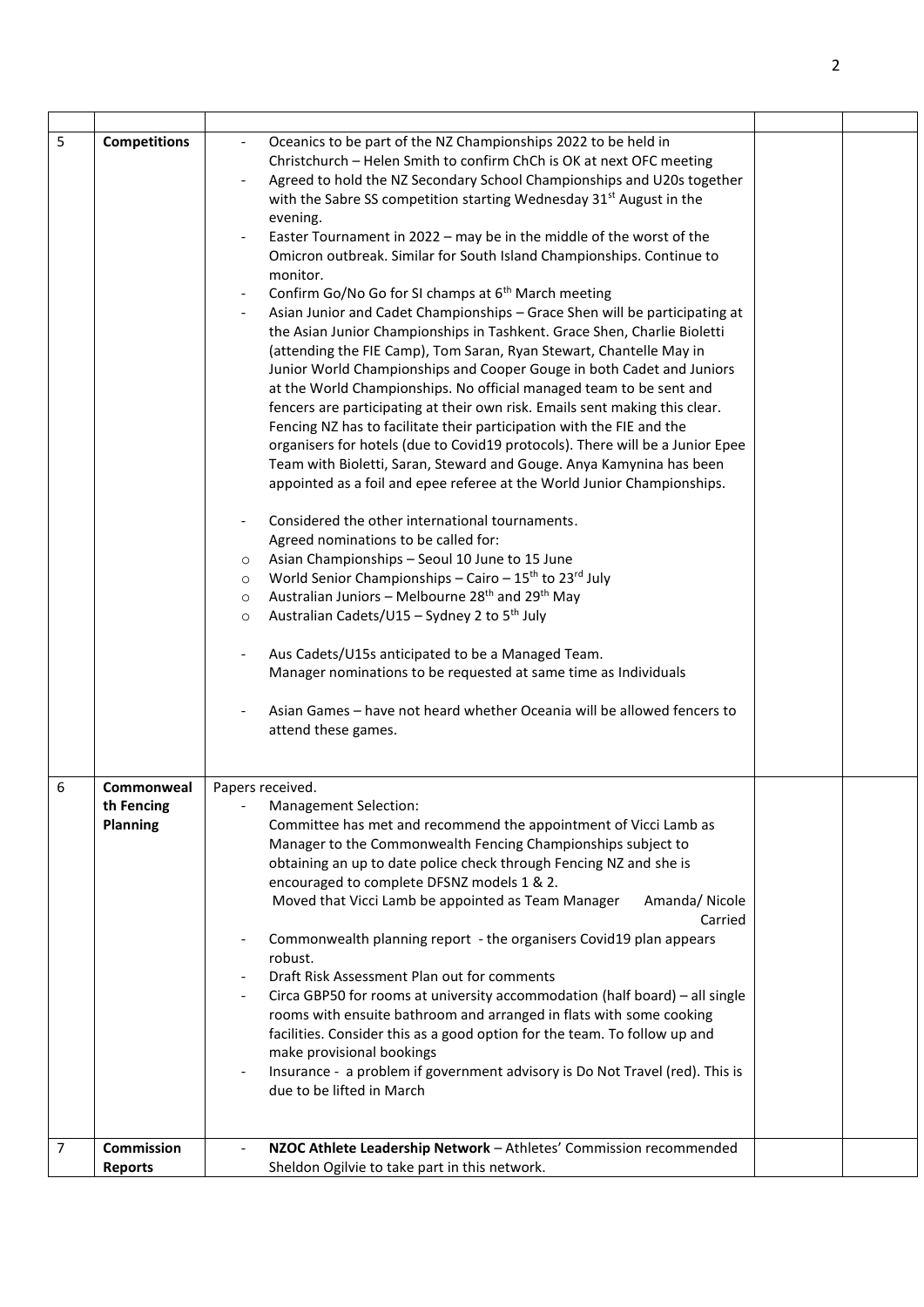| | | | | |
|---|---|---|---|---|
| 5 | **Competitions** | - Oceanics to be part of the NZ Championships 2022 to be held in Christchurch – Helen Smith to confirm ChCh is OK at next OFC meeting<br>- Agreed to hold the NZ Secondary School Championships and U20s together with the Sabre SS competition starting Wednesday 31st August in the evening.<br>- Easter Tournament in 2022 – may be in the middle of the worst of the Omicron outbreak. Similar for South Island Championships. Continue to monitor.<br>- Confirm Go/No Go for SI champs at 6th March meeting<br>- Asian Junior and Cadet Championships – Grace Shen will be participating at the Asian Junior Championships in Tashkent. Grace Shen, Charlie Bioletti (attending the FIE Camp), Tom Saran, Ryan Stewart, Chantelle May in Junior World Championships and Cooper Gouge in both Cadet and Juniors at the World Championships. No official managed team to be sent and fencers are participating at their own risk. Emails sent making this clear. Fencing NZ has to facilitate their participation with the FIE and the organisers for hotels (due to Covid19 protocols). There will be a Junior Epee Team with Bioletti, Saran, Steward and Gouge. Anya Kamynina has been appointed as a foil and epee referee at the World Junior Championships.<br><br>- Considered the other international tournaments.<br>Agreed nominations to be called for:<br>o Asian Championships – Seoul 10 June to 15 June<br>o World Senior Championships – Cairo – 15th to 23rd July<br>o Australian Juniors – Melbourne 28th and 29th May<br>o Australian Cadets/U15 – Sydney 2 to 5th July<br><br>- Aus Cadets/U15s anticipated to be a Managed Team.<br>Manager nominations to be requested at same time as Individuals<br><br>- Asian Games – have not heard whether Oceania will be allowed fencers to attend these games. | | |
| 6 | **Commonwealth Fencing Planning** | Papers received.<br>- Management Selection:<br>Committee has met and recommend the appointment of Vicci Lamb as Manager to the Commonwealth Fencing Championships subject to obtaining an up to date police check through Fencing NZ and she is encouraged to complete DFSNZ models 1 & 2.<br>Moved that Vicci Lamb be appointed as Team Manager Amanda/ Nicole Carried<br>- Commonwealth planning report - the organisers Covid19 plan appears robust.<br>- Draft Risk Assessment Plan out for comments<br>- Circa GBP50 for rooms at university accommodation (half board) – all single rooms with ensuite bathroom and arranged in flats with some cooking facilities. Consider this as a good option for the team. To follow up and make provisional bookings<br>- Insurance - a problem if government advisory is Do Not Travel (red). This is due to be lifted in March | | |
| 7 | **Commission Reports** | - **NZOC Athlete Leadership Network** – Athletes' Commission recommended Sheldon Ogilvie to take part in this network. | | |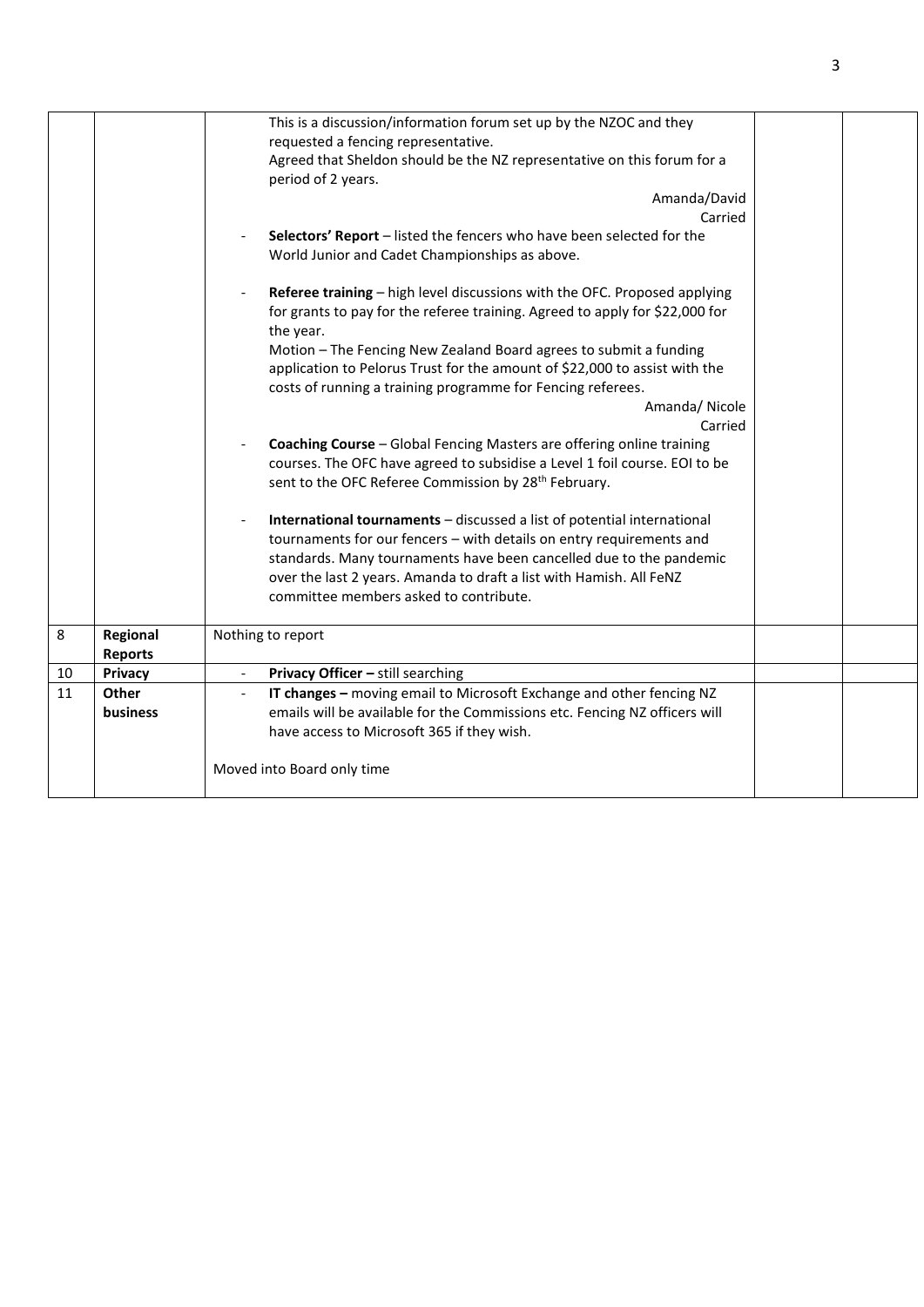| | | | | |
|---|---|---|---|---|
| | | This is a discussion/information forum set up by the NZOC and they requested a fencing representative.<br>Agreed that Sheldon should be the NZ representative on this forum for a period of 2 years.<br>Amanda/David<br>Carried<br>- **Selectors' Report** – listed the fencers who have been selected for the World Junior and Cadet Championships as above.<br><br>- **Referee training** – high level discussions with the OFC. Proposed applying for grants to pay for the referee training. Agreed to apply for $22,000 for the year.<br>Motion – The Fencing New Zealand Board agrees to submit a funding application to Pelorus Trust for the amount of $22,000 to assist with the costs of running a training programme for Fencing referees.<br>Amanda/ Nicole<br>Carried<br>- **Coaching Course** – Global Fencing Masters are offering online training courses. The OFC have agreed to subsidise a Level 1 foil course. EOI to be sent to the OFC Referee Commission by 28th February.<br><br>- **International tournaments** – discussed a list of potential international tournaments for our fencers – with details on entry requirements and standards. Many tournaments have been cancelled due to the pandemic over the last 2 years. Amanda to draft a list with Hamish. All FeNZ committee members asked to contribute. | | |
| 8 | **Regional Reports** | Nothing to report | | |
| 10 | **Privacy** | - **Privacy Officer –** still searching | | |
| 11 | **Other business** | - **IT changes –** moving email to Microsoft Exchange and other fencing NZ emails will be available for the Commissions etc. Fencing NZ officers will have access to Microsoft 365 if they wish.<br><br>Moved into Board only time | | |